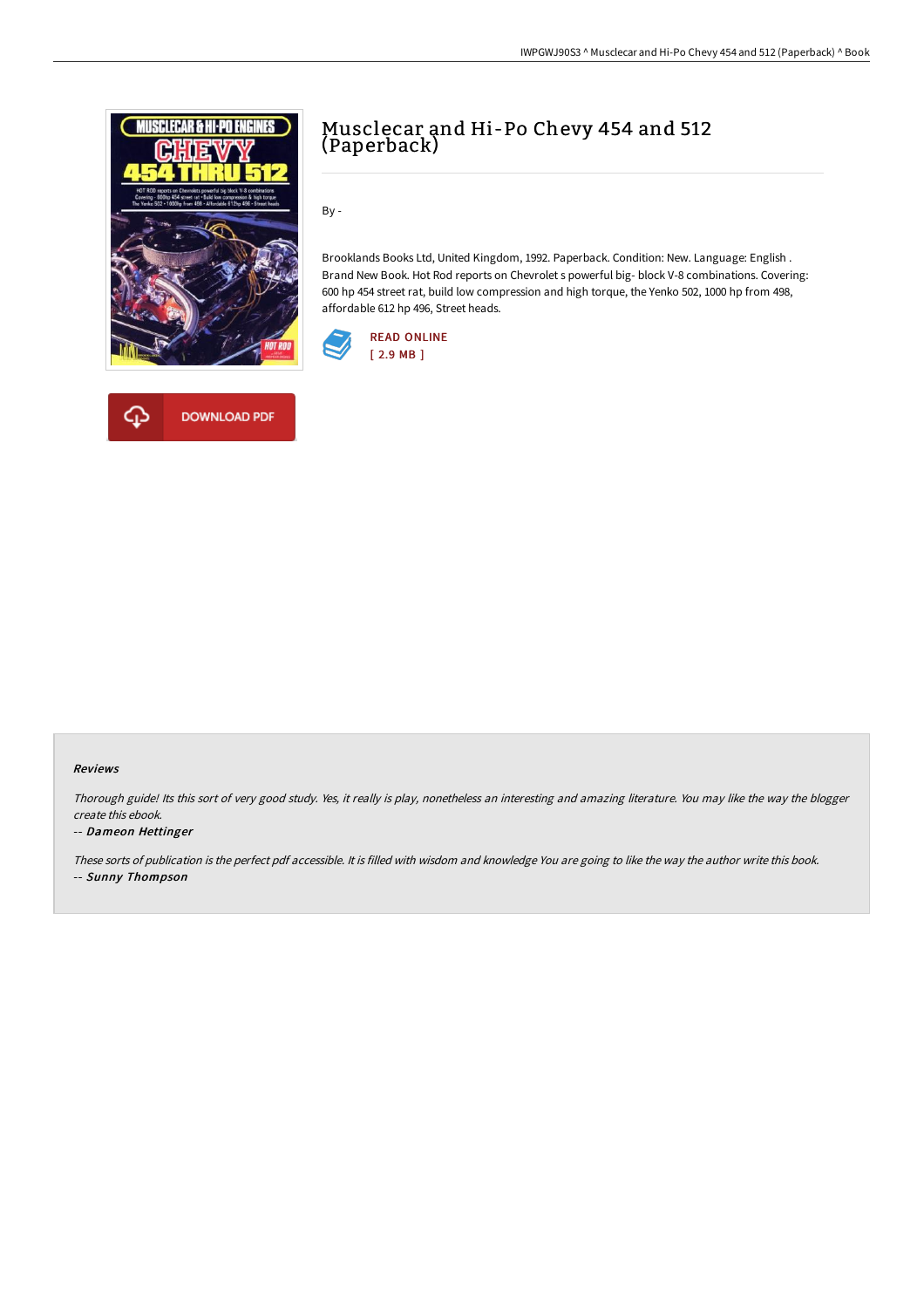# Musclecar and Hi-Po Chevy 454 and 512 (Paperback)

By -

Brooklands Books Ltd, United Kingdom, 1992. Paperback. Condition: New. Language: English . Brand New Book. Hot Rod reports on Chevrolet s powerful big- block V-8 combinations. Covering: 600 hp 454 street rat, build low compression and high torque, the Yenko 502, 1000 hp from 498, affordable 612 hp 496, Street heads.

READ ONLINE
[ 2.9 MB ]

DOWNLOAD PDF

### Reviews

*Thorough guide! Its this sort of very good study. Yes, it really is play, nonetheless an interesting and amazing literature. You may like the way the blogger create this ebook.*

-- ***Dameon Hettinger***

*These sorts of publication is the perfect pdf accessible. It is filled with wisdom and knowledge You are going to like the way the author write this book.*

-- ***Sunny Thompson***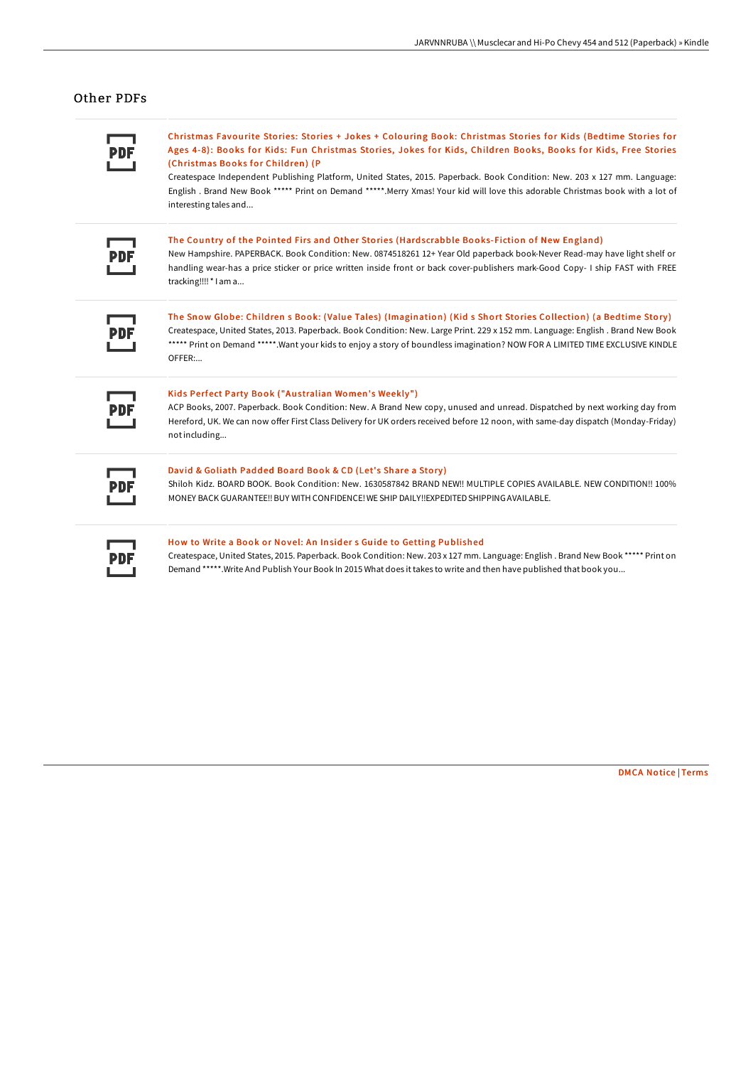## Other PDFs

**Christmas Favourite Stories: Stories + Jokes + Colouring Book: Christmas Stories for Kids (Bedtime Stories for Ages 4-8): Books for Kids: Fun Christmas Stories, Jokes for Kids, Children Books, Books for Kids, Free Stories (Christmas Books for Children) (P**

Createspace Independent Publishing Platform, United States, 2015. Paperback. Book Condition: New. 203 x 127 mm. Language: English . Brand New Book ***** Print on Demand *****.Merry Xmas! Your kid will love this adorable Christmas book with a lot of interesting tales and...

**The Country of the Pointed Firs and Other Stories (Hardscrabble Books-Fiction of New England)**

New Hampshire. PAPERBACK. Book Condition: New. 0874518261 12+ Year Old paperback book-Never Read-may have light shelf or handling wear-has a price sticker or price written inside front or back cover-publishers mark-Good Copy- I ship FAST with FREE tracking!!!! * I am a...

**The Snow Globe: Children s Book: (Value Tales) (Imagination) (Kid s Short Stories Collection) (a Bedtime Story)**

Createspace, United States, 2013. Paperback. Book Condition: New. Large Print. 229 x 152 mm. Language: English . Brand New Book ***** Print on Demand *****.Want your kids to enjoy a story of boundless imagination? NOW FOR A LIMITED TIME EXCLUSIVE KINDLE OFFER:...

**Kids Perfect Party Book ("Australian Women's Weekly")**

ACP Books, 2007. Paperback. Book Condition: New. A Brand New copy, unused and unread. Dispatched by next working day from Hereford, UK. We can now offer First Class Delivery for UK orders received before 12 noon, with same-day dispatch (Monday-Friday) not including...

**David & Goliath Padded Board Book & CD (Let's Share a Story)**

Shiloh Kidz. BOARD BOOK. Book Condition: New. 1630587842 BRAND NEW!! MULTIPLE COPIES AVAILABLE. NEW CONDITION!! 100% MONEY BACK GUARANTEE!! BUY WITH CONFIDENCE! WE SHIP DAILY!!EXPEDITED SHIPPING AVAILABLE.

**How to Write a Book or Novel: An Insider s Guide to Getting Published**

Createspace, United States, 2015. Paperback. Book Condition: New. 203 x 127 mm. Language: English . Brand New Book ***** Print on Demand *****.Write And Publish Your Book In 2015 What does it takes to write and then have published that book you...

DMCA Notice | Terms